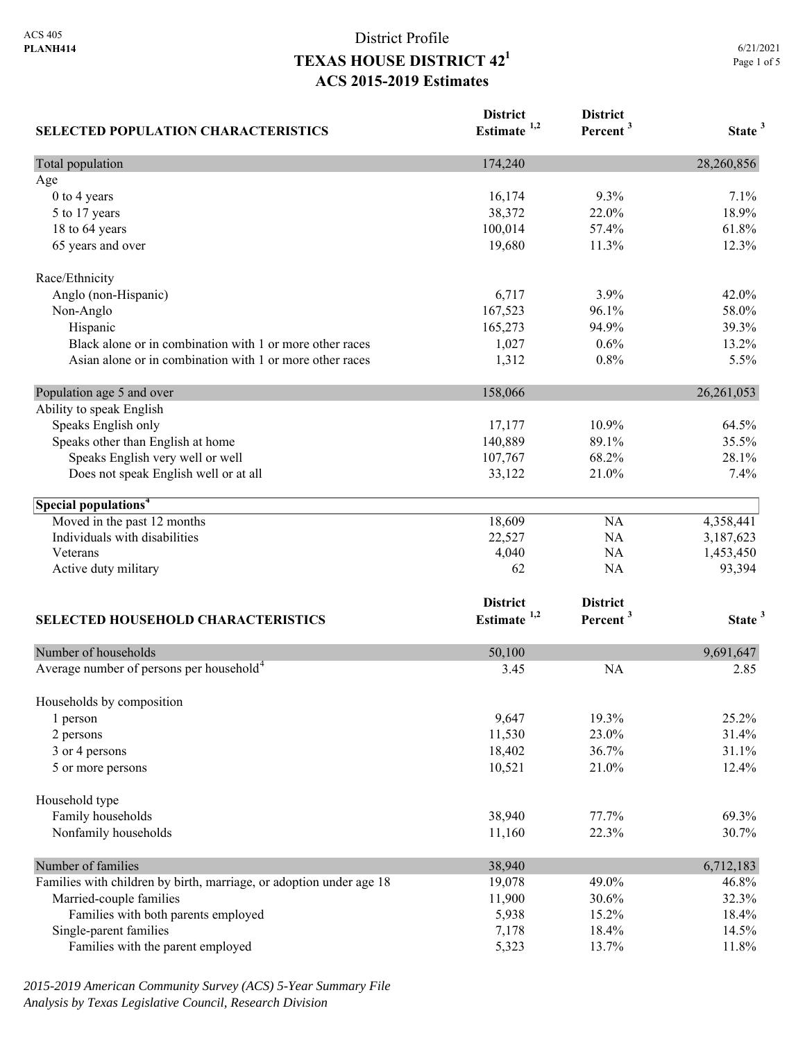ACS 405
**PLANH414**

# District Profile
# TEXAS HOUSE DISTRICT 42[1]
## ACS 2015-2019 Estimates

6/21/2021

| SELECTED POPULATION CHARACTERISTICS | District Estimate [1,2] | District Percent [3] | State [3] |
|---|---|---|---|
| Total population | 174,240 | | 28,260,856 |
| Age | | | |
| 0 to 4 years | 16,174 | 9.3% | 7.1% |
| 5 to 17 years | 38,372 | 22.0% | 18.9% |
| 18 to 64 years | 100,014 | 57.4% | 61.8% |
| 65 years and over | 19,680 | 11.3% | 12.3% |
| Race/Ethnicity | | | |
| Anglo (non-Hispanic) | 6,717 | 3.9% | 42.0% |
| Non-Anglo | 167,523 | 96.1% | 58.0% |
| Hispanic | 165,273 | 94.9% | 39.3% |
| Black alone or in combination with 1 or more other races | 1,027 | 0.6% | 13.2% |
| Asian alone or in combination with 1 or more other races | 1,312 | 0.8% | 5.5% |
| Population age 5 and over | 158,066 | | 26,261,053 |
| Ability to speak English | | | |
| Speaks English only | 17,177 | 10.9% | 64.5% |
| Speaks other than English at home | 140,889 | 89.1% | 35.5% |
| Speaks English very well or well | 107,767 | 68.2% | 28.1% |
| Does not speak English well or at all | 33,122 | 21.0% | 7.4% |
| **Special populations[4]** | | | |
| Moved in the past 12 months | 18,609 | NA | 4,358,441 |
| Individuals with disabilities | 22,527 | NA | 3,187,623 |
| Veterans | 4,040 | NA | 1,453,450 |
| Active duty military | 62 | NA | 93,394 |

| SELECTED HOUSEHOLD CHARACTERISTICS | District Estimate [1,2] | District Percent [3] | State [3] |
|---|---|---|---|
| Number of households | 50,100 | | 9,691,647 |
| Average number of persons per household[4] | 3.45 | NA | 2.85 |
| Households by composition | | | |
| 1 person | 9,647 | 19.3% | 25.2% |
| 2 persons | 11,530 | 23.0% | 31.4% |
| 3 or 4 persons | 18,402 | 36.7% | 31.1% |
| 5 or more persons | 10,521 | 21.0% | 12.4% |
| Household type | | | |
| Family households | 38,940 | 77.7% | 69.3% |
| Nonfamily households | 11,160 | 22.3% | 30.7% |
| Number of families | 38,940 | | 6,712,183 |
| Families with children by birth, marriage, or adoption under age 18 | 19,078 | 49.0% | 46.8% |
| Married-couple families | 11,900 | 30.6% | 32.3% |
| Families with both parents employed | 5,938 | 15.2% | 18.4% |
| Single-parent families | 7,178 | 18.4% | 14.5% |
| Families with the parent employed | 5,323 | 13.7% | 11.8% |

*2015-2019 American Community Survey (ACS) 5-Year Summary File*
*Analysis by Texas Legislative Council, Research Division*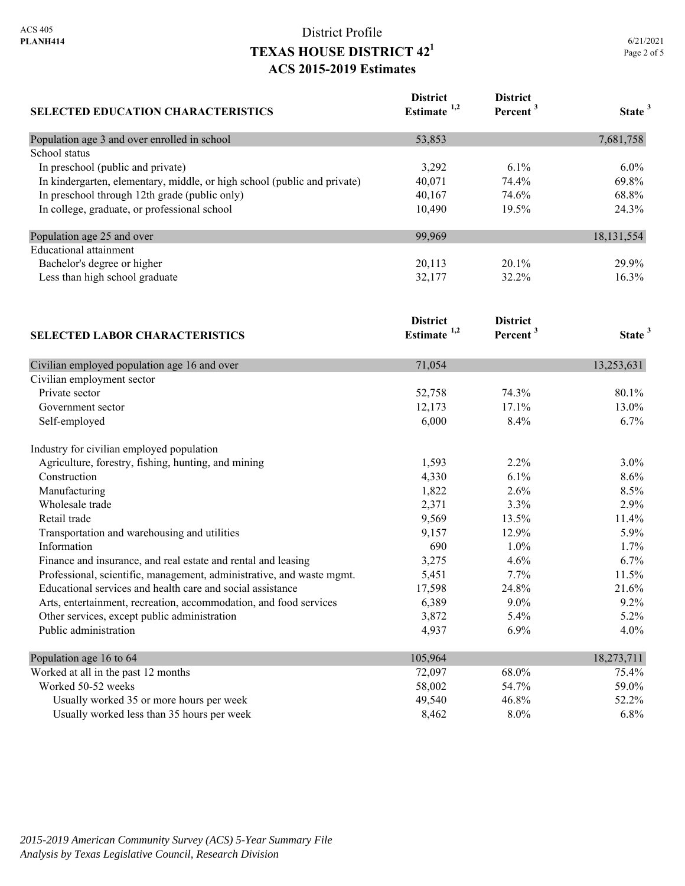District Profile

# TEXAS HOUSE DISTRICT 42[1]

## ACS 2015-2019 Estimates

| SELECTED EDUCATION CHARACTERISTICS | District Estimate [1,2] | District Percent [3] | State [3] |
|---|---|---|---|
| Population age 3 and over enrolled in school | 53,853 | | 7,681,758 |
| School status | | | |
| In preschool (public and private) | 3,292 | 6.1% | 6.0% |
| In kindergarten, elementary, middle, or high school (public and private) | 40,071 | 74.4% | 69.8% |
| In preschool through 12th grade (public only) | 40,167 | 74.6% | 68.8% |
| In college, graduate, or professional school | 10,490 | 19.5% | 24.3% |
| Population age 25 and over | 99,969 | | 18,131,554 |
| Educational attainment | | | |
| Bachelor's degree or higher | 20,113 | 20.1% | 29.9% |
| Less than high school graduate | 32,177 | 32.2% | 16.3% |

| SELECTED LABOR CHARACTERISTICS | District Estimate [1,2] | District Percent [3] | State [3] |
|---|---|---|---|
| Civilian employed population age 16 and over | 71,054 | | 13,253,631 |
| Civilian employment sector | | | |
| Private sector | 52,758 | 74.3% | 80.1% |
| Government sector | 12,173 | 17.1% | 13.0% |
| Self-employed | 6,000 | 8.4% | 6.7% |
| Industry for civilian employed population | | | |
| Agriculture, forestry, fishing, hunting, and mining | 1,593 | 2.2% | 3.0% |
| Construction | 4,330 | 6.1% | 8.6% |
| Manufacturing | 1,822 | 2.6% | 8.5% |
| Wholesale trade | 2,371 | 3.3% | 2.9% |
| Retail trade | 9,569 | 13.5% | 11.4% |
| Transportation and warehousing and utilities | 9,157 | 12.9% | 5.9% |
| Information | 690 | 1.0% | 1.7% |
| Finance and insurance, and real estate and rental and leasing | 3,275 | 4.6% | 6.7% |
| Professional, scientific, management, administrative, and waste mgmt. | 5,451 | 7.7% | 11.5% |
| Educational services and health care and social assistance | 17,598 | 24.8% | 21.6% |
| Arts, entertainment, recreation, accommodation, and food services | 6,389 | 9.0% | 9.2% |
| Other services, except public administration | 3,872 | 5.4% | 5.2% |
| Public administration | 4,937 | 6.9% | 4.0% |
| Population age 16 to 64 | 105,964 | | 18,273,711 |
| Worked at all in the past 12 months | 72,097 | 68.0% | 75.4% |
| Worked 50-52 weeks | 58,002 | 54.7% | 59.0% |
| Usually worked 35 or more hours per week | 49,540 | 46.8% | 52.2% |
| Usually worked less than 35 hours per week | 8,462 | 8.0% | 6.8% |

*2015-2019 American Community Survey (ACS) 5-Year Summary File*
*Analysis by Texas Legislative Council, Research Division*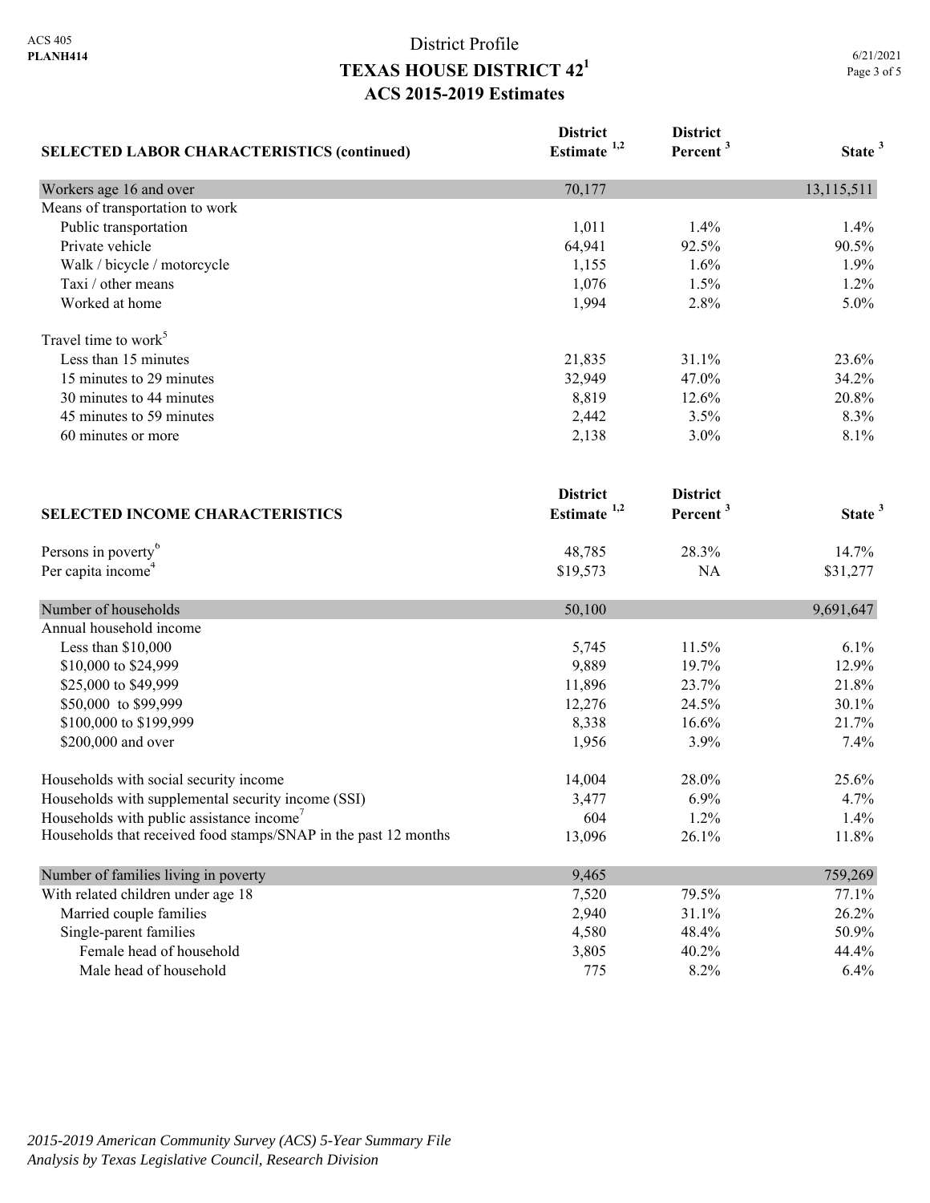# District Profile
## TEXAS HOUSE DISTRICT 42[1]
## ACS 2015-2019 Estimates

| SELECTED LABOR CHARACTERISTICS (continued) | District Estimate [1,2] | District Percent [3] | State [3] |
|---|---|---|---|
| Workers age 16 and over | 70,177 | | 13,115,511 |
| Means of transportation to work | | | |
| Public transportation | 1,011 | 1.4% | 1.4% |
| Private vehicle | 64,941 | 92.5% | 90.5% |
| Walk / bicycle / motorcycle | 1,155 | 1.6% | 1.9% |
| Taxi / other means | 1,076 | 1.5% | 1.2% |
| Worked at home | 1,994 | 2.8% | 5.0% |
| Travel time to work[5] | | | |
| Less than 15 minutes | 21,835 | 31.1% | 23.6% |
| 15 minutes to 29 minutes | 32,949 | 47.0% | 34.2% |
| 30 minutes to 44 minutes | 8,819 | 12.6% | 20.8% |
| 45 minutes to 59 minutes | 2,442 | 3.5% | 8.3% |
| 60 minutes or more | 2,138 | 3.0% | 8.1% |

| SELECTED INCOME CHARACTERISTICS | District Estimate [1,2] | District Percent [3] | State [3] |
|---|---|---|---|
| Persons in poverty[6] | 48,785 | 28.3% | 14.7% |
| Per capita income[4] | $19,573 | NA | $31,277 |
| Number of households | 50,100 | | 9,691,647 |
| Annual household income | | | |
| Less than $10,000 | 5,745 | 11.5% | 6.1% |
| $10,000 to $24,999 | 9,889 | 19.7% | 12.9% |
| $25,000 to $49,999 | 11,896 | 23.7% | 21.8% |
| $50,000 to $99,999 | 12,276 | 24.5% | 30.1% |
| $100,000 to $199,999 | 8,338 | 16.6% | 21.7% |
| $200,000 and over | 1,956 | 3.9% | 7.4% |
| Households with social security income | 14,004 | 28.0% | 25.6% |
| Households with supplemental security income (SSI) | 3,477 | 6.9% | 4.7% |
| Households with public assistance income[7] | 604 | 1.2% | 1.4% |
| Households that received food stamps/SNAP in the past 12 months | 13,096 | 26.1% | 11.8% |
| Number of families living in poverty | 9,465 | | 759,269 |
| With related children under age 18 | 7,520 | 79.5% | 77.1% |
| Married couple families | 2,940 | 31.1% | 26.2% |
| Single-parent families | 4,580 | 48.4% | 50.9% |
| Female head of household | 3,805 | 40.2% | 44.4% |
| Male head of household | 775 | 8.2% | 6.4% |

*2015-2019 American Community Survey (ACS) 5-Year Summary File*
*Analysis by Texas Legislative Council, Research Division*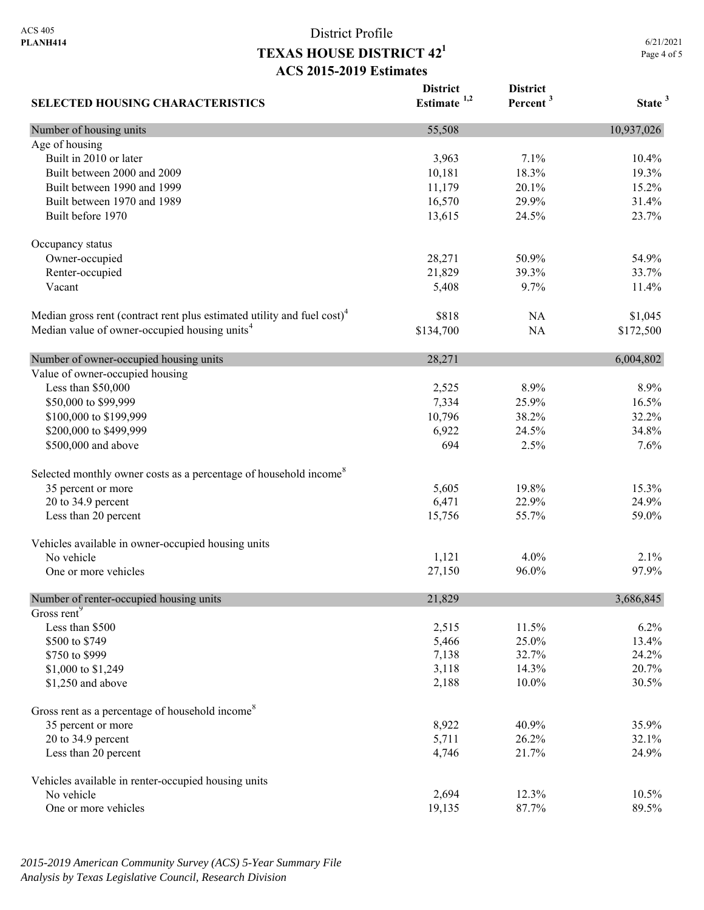District Profile

# TEXAS HOUSE DISTRICT 42[1]

## ACS 2015-2019 Estimates

| SELECTED HOUSING CHARACTERISTICS | District Estimate [1,2] | District Percent [3] | State [3] |
|---|---|---|---|
| **Number of housing units** | 55,508 | | 10,937,026 |
| Age of housing | | | |
| Built in 2010 or later | 3,963 | 7.1% | 10.4% |
| Built between 2000 and 2009 | 10,181 | 18.3% | 19.3% |
| Built between 1990 and 1999 | 11,179 | 20.1% | 15.2% |
| Built between 1970 and 1989 | 16,570 | 29.9% | 31.4% |
| Built before 1970 | 13,615 | 24.5% | 23.7% |
| Occupancy status | | | |
| Owner-occupied | 28,271 | 50.9% | 54.9% |
| Renter-occupied | 21,829 | 39.3% | 33.7% |
| Vacant | 5,408 | 9.7% | 11.4% |
| Median gross rent (contract rent plus estimated utility and fuel cost)[4] | $818 | NA | $1,045 |
| Median value of owner-occupied housing units[4] | $134,700 | NA | $172,500 |
| **Number of owner-occupied housing units** | 28,271 | | 6,004,802 |
| Value of owner-occupied housing | | | |
| Less than $50,000 | 2,525 | 8.9% | 8.9% |
| $50,000 to $99,999 | 7,334 | 25.9% | 16.5% |
| $100,000 to $199,999 | 10,796 | 38.2% | 32.2% |
| $200,000 to $499,999 | 6,922 | 24.5% | 34.8% |
| $500,000 and above | 694 | 2.5% | 7.6% |
| Selected monthly owner costs as a percentage of household income[8] | | | |
| 35 percent or more | 5,605 | 19.8% | 15.3% |
| 20 to 34.9 percent | 6,471 | 22.9% | 24.9% |
| Less than 20 percent | 15,756 | 55.7% | 59.0% |
| Vehicles available in owner-occupied housing units | | | |
| No vehicle | 1,121 | 4.0% | 2.1% |
| One or more vehicles | 27,150 | 96.0% | 97.9% |
| **Number of renter-occupied housing units** | 21,829 | | 3,686,845 |
| Gross rent[9] | | | |
| Less than $500 | 2,515 | 11.5% | 6.2% |
| $500 to $749 | 5,466 | 25.0% | 13.4% |
| $750 to $999 | 7,138 | 32.7% | 24.2% |
| $1,000 to $1,249 | 3,118 | 14.3% | 20.7% |
| $1,250 and above | 2,188 | 10.0% | 30.5% |
| Gross rent as a percentage of household income[8] | | | |
| 35 percent or more | 8,922 | 40.9% | 35.9% |
| 20 to 34.9 percent | 5,711 | 26.2% | 32.1% |
| Less than 20 percent | 4,746 | 21.7% | 24.9% |
| Vehicles available in renter-occupied housing units | | | |
| No vehicle | 2,694 | 12.3% | 10.5% |
| One or more vehicles | 19,135 | 87.7% | 89.5% |

*2015-2019 American Community Survey (ACS) 5-Year Summary File*
*Analysis by Texas Legislative Council, Research Division*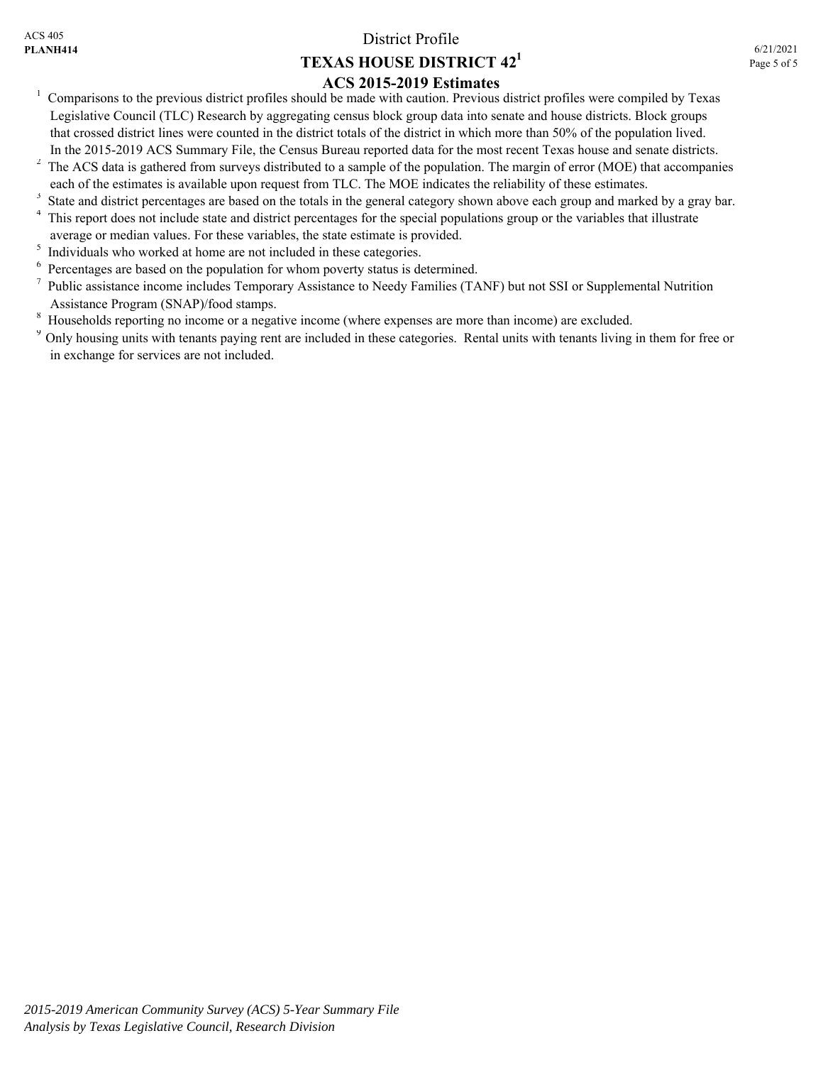[1] Comparisons to the previous district profiles should be made with caution. Previous district profiles were compiled by Texas Legislative Council (TLC) Research by aggregating census block group data into senate and house districts. Block groups that crossed district lines were counted in the district totals of the district in which more than 50% of the population lived. In the 2015-2019 ACS Summary File, the Census Bureau reported data for the most recent Texas house and senate districts.

[2] The ACS data is gathered from surveys distributed to a sample of the population. The margin of error (MOE) that accompanies each of the estimates is available upon request from TLC. The MOE indicates the reliability of these estimates.

[3] State and district percentages are based on the totals in the general category shown above each group and marked by a gray bar.

[4] This report does not include state and district percentages for the special populations group or the variables that illustrate average or median values. For these variables, the state estimate is provided.

[5] Individuals who worked at home are not included in these categories.

[6] Percentages are based on the population for whom poverty status is determined.

[7] Public assistance income includes Temporary Assistance to Needy Families (TANF) but not SSI or Supplemental Nutrition Assistance Program (SNAP)/food stamps.

[8] Households reporting no income or a negative income (where expenses are more than income) are excluded.

[9] Only housing units with tenants paying rent are included in these categories. Rental units with tenants living in them for free or in exchange for services are not included.

*2015-2019 American Community Survey (ACS) 5-Year Summary File*
*Analysis by Texas Legislative Council, Research Division*